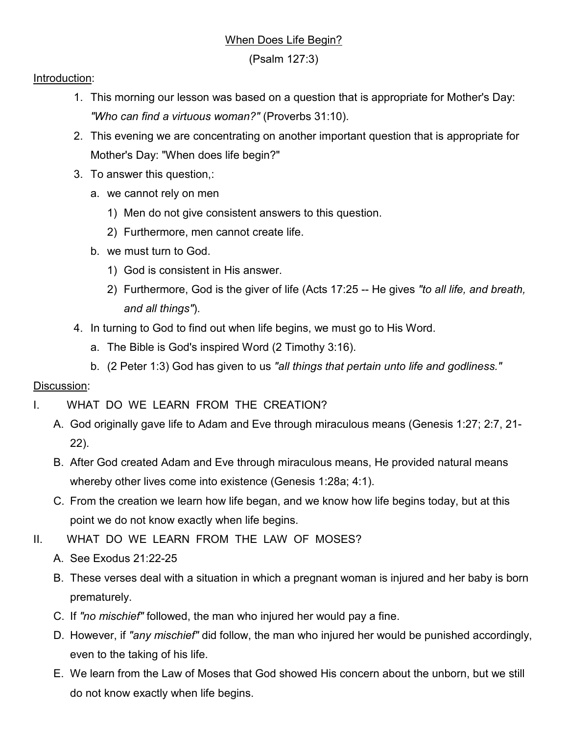# When Does Life Begin?

(Psalm 127:3)

Introduction:

1. This morning our lesson was based on a question that is appropriate for Mother's Day: *"Who can find a virtuous woman?"* (Proverbs 31:10).
2. This evening we are concentrating on another important question that is appropriate for Mother's Day: "When does life begin?"
3. To answer this question,:
   a. we cannot rely on men
      1) Men do not give consistent answers to this question.
      2) Furthermore, men cannot create life.
   b. we must turn to God.
      1) God is consistent in His answer.
      2) Furthermore, God is the giver of life (Acts 17:25 -- He gives *"to all life, and breath, and all things"*).
4. In turning to God to find out when life begins, we must go to His Word.
   a. The Bible is God's inspired Word (2 Timothy 3:16).
   b. (2 Peter 1:3) God has given to us *"all things that pertain unto life and godliness."*

Discussion:

I. WHAT DO WE LEARN FROM THE CREATION?

A. God originally gave life to Adam and Eve through miraculous means (Genesis 1:27; 2:7, 21-22).

B. After God created Adam and Eve through miraculous means, He provided natural means whereby other lives come into existence (Genesis 1:28a; 4:1).

C. From the creation we learn how life began, and we know how life begins today, but at this point we do not know exactly when life begins.

II. WHAT DO WE LEARN FROM THE LAW OF MOSES?

A. See Exodus 21:22-25

B. These verses deal with a situation in which a pregnant woman is injured and her baby is born prematurely.

C. If *"no mischief"* followed, the man who injured her would pay a fine.

D. However, if *"any mischief"* did follow, the man who injured her would be punished accordingly, even to the taking of his life.

E. We learn from the Law of Moses that God showed His concern about the unborn, but we still do not know exactly when life begins.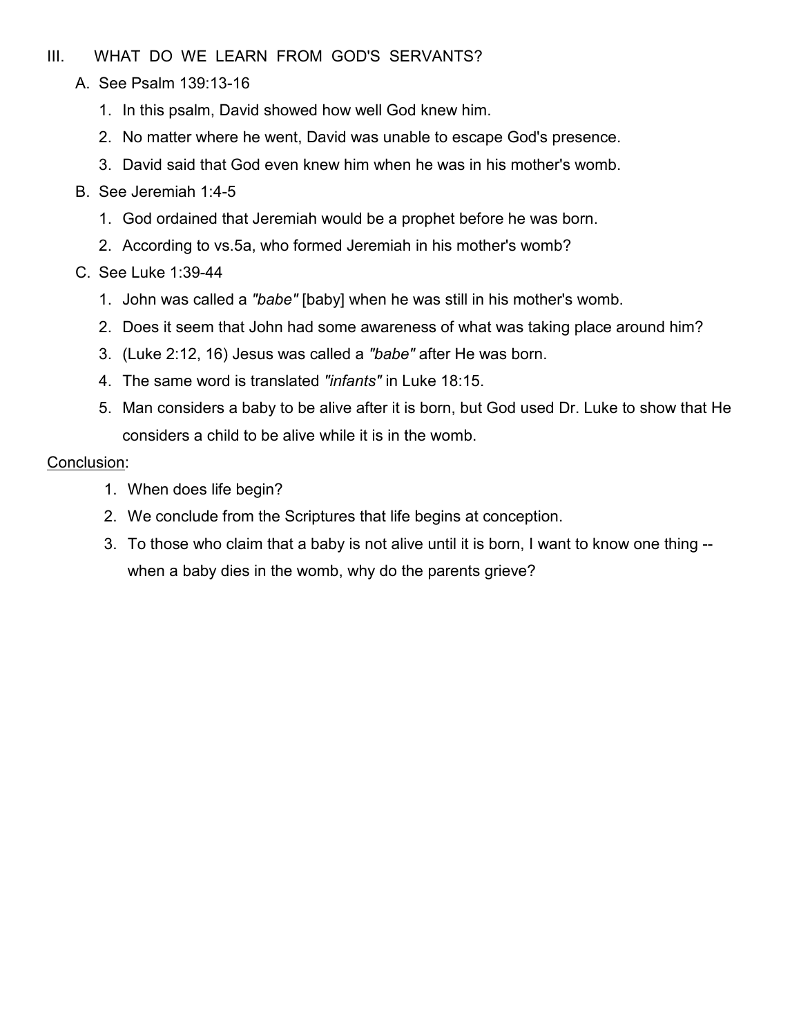## III. WHAT DO WE LEARN FROM GOD'S SERVANTS?

A. See Psalm 139:13-16

1. In this psalm, David showed how well God knew him.
2. No matter where he went, David was unable to escape God's presence.
3. David said that God even knew him when he was in his mother's womb.

B. See Jeremiah 1:4-5

1. God ordained that Jeremiah would be a prophet before he was born.
2. According to vs.5a, who formed Jeremiah in his mother's womb?

C. See Luke 1:39-44

1. John was called a *"babe"* [baby] when he was still in his mother's womb.
2. Does it seem that John had some awareness of what was taking place around him?
3. (Luke 2:12, 16) Jesus was called a *"babe"* after He was born.
4. The same word is translated *"infants"* in Luke 18:15.
5. Man considers a baby to be alive after it is born, but God used Dr. Luke to show that He considers a child to be alive while it is in the womb.

<u>Conclusion</u>:

1. When does life begin?
2. We conclude from the Scriptures that life begins at conception.
3. To those who claim that a baby is not alive until it is born, I want to know one thing -- when a baby dies in the womb, why do the parents grieve?